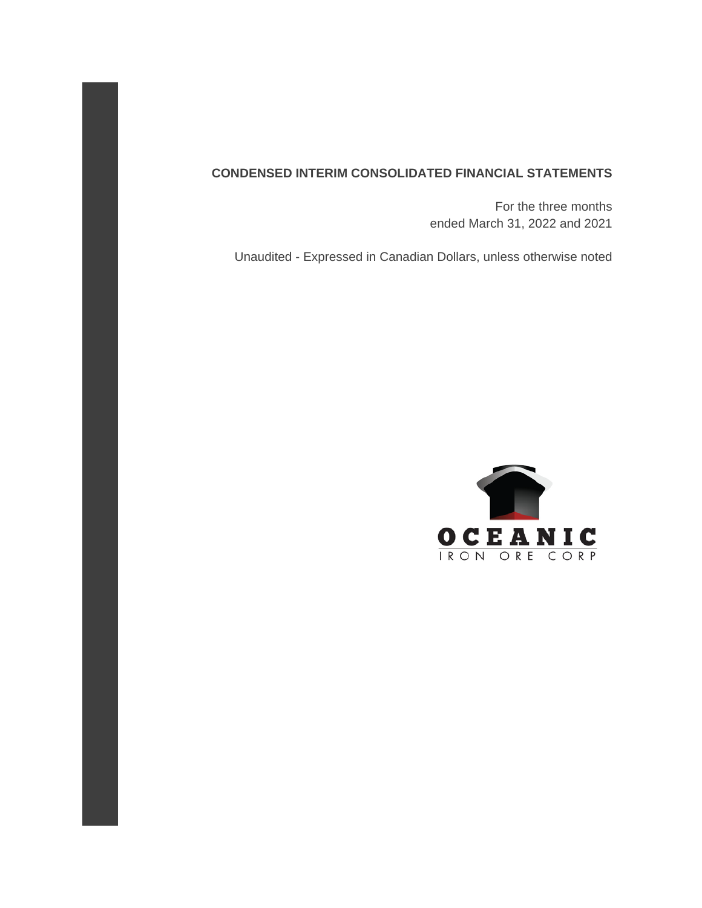# CONDENSED INTERIM CONSOLIDATED FINANCIAL STATEMENTS

For the three months
ended March 31, 2022 and 2021

Unaudited - Expressed in Canadian Dollars, unless otherwise noted

OCEANIC
IRON ORE CORP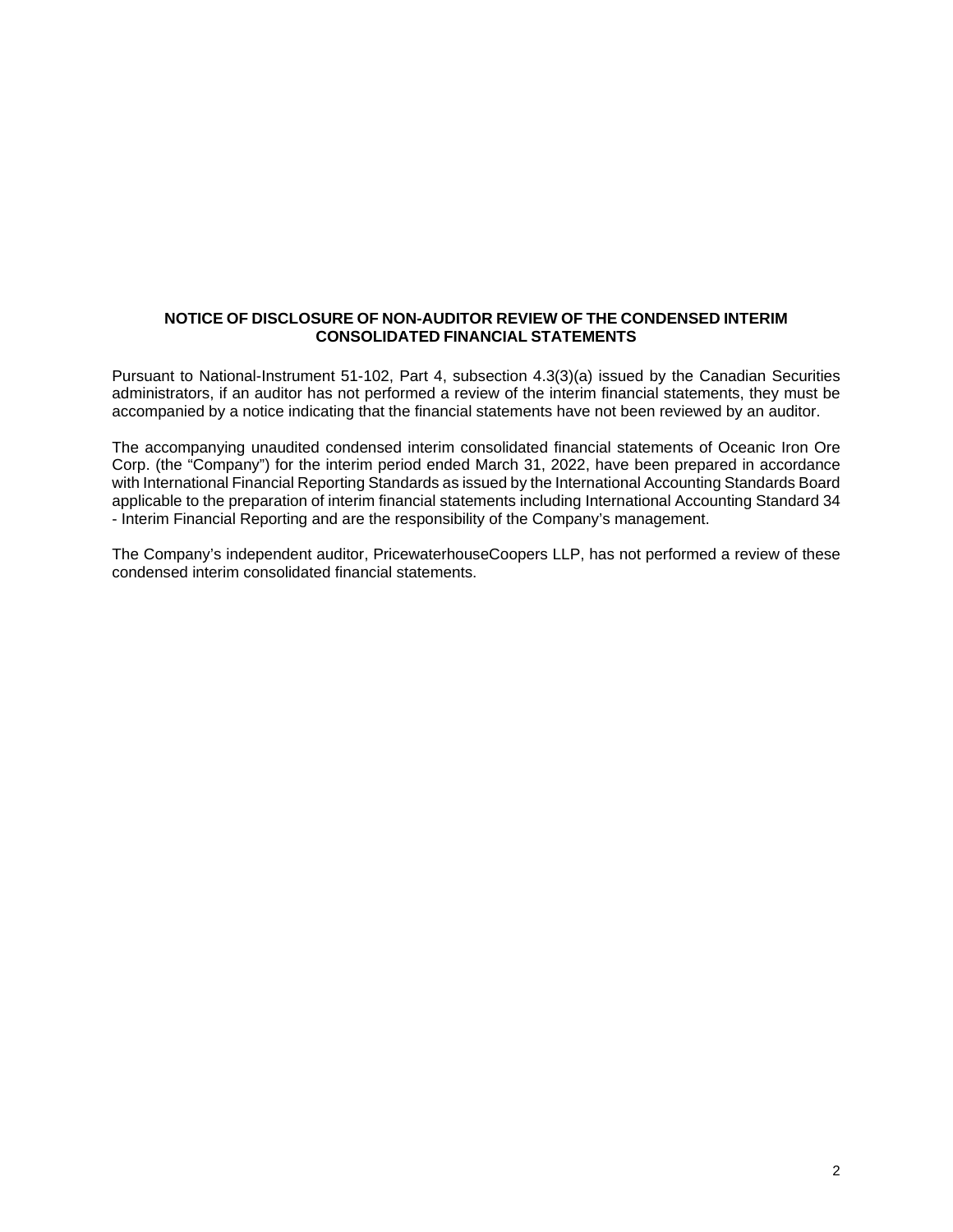**NOTICE OF DISCLOSURE OF NON-AUDITOR REVIEW OF THE CONDENSED INTERIM CONSOLIDATED FINANCIAL STATEMENTS**

Pursuant to National-Instrument 51-102, Part 4, subsection 4.3(3)(a) issued by the Canadian Securities administrators, if an auditor has not performed a review of the interim financial statements, they must be accompanied by a notice indicating that the financial statements have not been reviewed by an auditor.

The accompanying unaudited condensed interim consolidated financial statements of Oceanic Iron Ore Corp. (the "Company") for the interim period ended March 31, 2022, have been prepared in accordance with International Financial Reporting Standards as issued by the International Accounting Standards Board applicable to the preparation of interim financial statements including International Accounting Standard 34 - Interim Financial Reporting and are the responsibility of the Company's management.

The Company's independent auditor, PricewaterhouseCoopers LLP, has not performed a review of these condensed interim consolidated financial statements.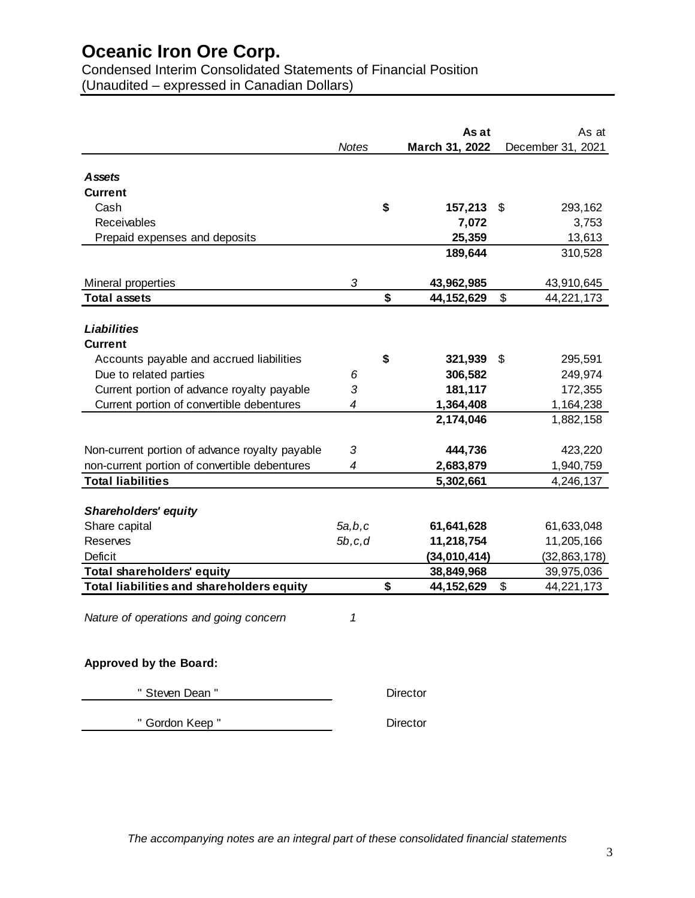# Oceanic Iron Ore Corp.

Condensed Interim Consolidated Statements of Financial Position
(Unaudited – expressed in Canadian Dollars)

| | Notes | As at March 31, 2022 | As at December 31, 2021 |
|---|---|---|---|
| ***Assets*** | | | |
| **Current** | | | |
| Cash | | **$ 157,213** | $ 293,162 |
| Receivables | | **7,072** | 3,753 |
| Prepaid expenses and deposits | | **25,359** | 13,613 |
| | | **189,644** | 310,528 |
| Mineral properties | 3 | **43,962,985** | 43,910,645 |
| **Total assets** | | **$ 44,152,629** | $ 44,221,173 |
| ***Liabilities*** | | | |
| **Current** | | | |
| Accounts payable and accrued liabilities | | **$ 321,939** | $ 295,591 |
| Due to related parties | 6 | **306,582** | 249,974 |
| Current portion of advance royalty payable | 3 | **181,117** | 172,355 |
| Current portion of convertible debentures | 4 | **1,364,408** | 1,164,238 |
| | | **2,174,046** | 1,882,158 |
| Non-current portion of advance royalty payable | 3 | **444,736** | 423,220 |
| non-current portion of convertible debentures | 4 | **2,683,879** | 1,940,759 |
| **Total liabilities** | | **5,302,661** | 4,246,137 |
| ***Shareholders' equity*** | | | |
| Share capital | 5a,b,c | **61,641,628** | 61,633,048 |
| Reserves | 5b,c,d | **11,218,754** | 11,205,166 |
| Deficit | | **(34,010,414)** | (32,863,178) |
| **Total shareholders' equity** | | **38,849,968** | 39,975,036 |
| **Total liabilities and shareholders equity** | | **$ 44,152,629** | $ 44,221,173 |

*Nature of operations and going concern* 1

**Approved by the Board:**

" Steven Dean " Director

" Gordon Keep " Director

*The accompanying notes are an integral part of these consolidated financial statements*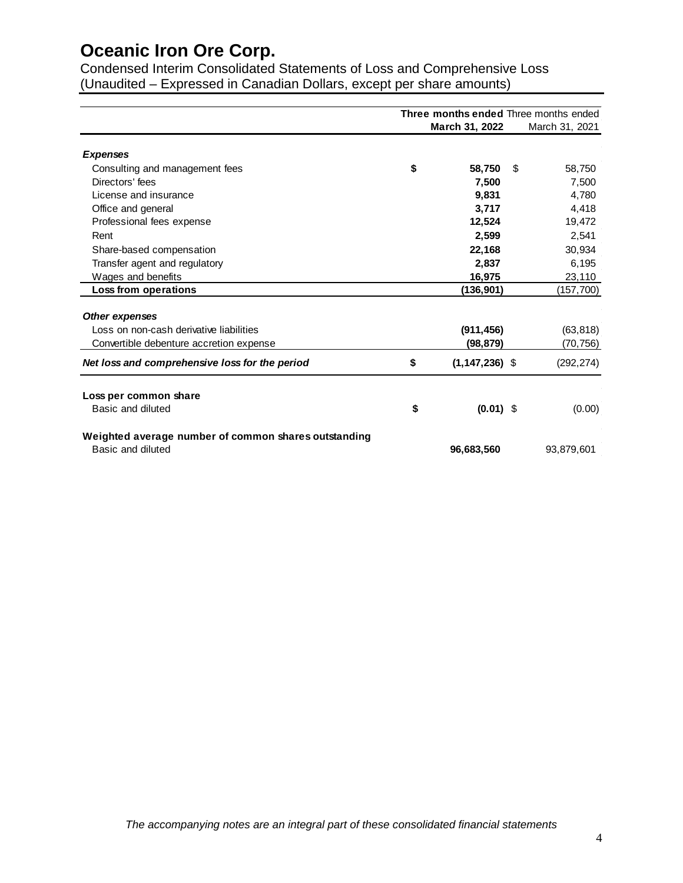# Oceanic Iron Ore Corp.

Condensed Interim Consolidated Statements of Loss and Comprehensive Loss
(Unaudited – Expressed in Canadian Dollars, except per share amounts)

| | Three months ended March 31, 2022 | Three months ended March 31, 2021 |
|---|---|---|
| ***Expenses*** | | |
| Consulting and management fees | $ 58,750 | $ 58,750 |
| Directors' fees | 7,500 | 7,500 |
| License and insurance | 9,831 | 4,780 |
| Office and general | 3,717 | 4,418 |
| Professional fees expense | 12,524 | 19,472 |
| Rent | 2,599 | 2,541 |
| Share-based compensation | 22,168 | 30,934 |
| Transfer agent and regulatory | 2,837 | 6,195 |
| Wages and benefits | 16,975 | 23,110 |
| **Loss from operations** | (136,901) | (157,700) |
| ***Other expenses*** | | |
| Loss on non-cash derivative liabilities | (911,456) | (63,818) |
| Convertible debenture accretion expense | (98,879) | (70,756) |
| ***Net loss and comprehensive loss for the period*** | $ (1,147,236) | $ (292,274) |
| **Loss per common share** | | |
| Basic and diluted | $ (0.01) | $ (0.00) |
| **Weighted average number of common shares outstanding** | | |
| Basic and diluted | 96,683,560 | 93,879,601 |

*The accompanying notes are an integral part of these consolidated financial statements*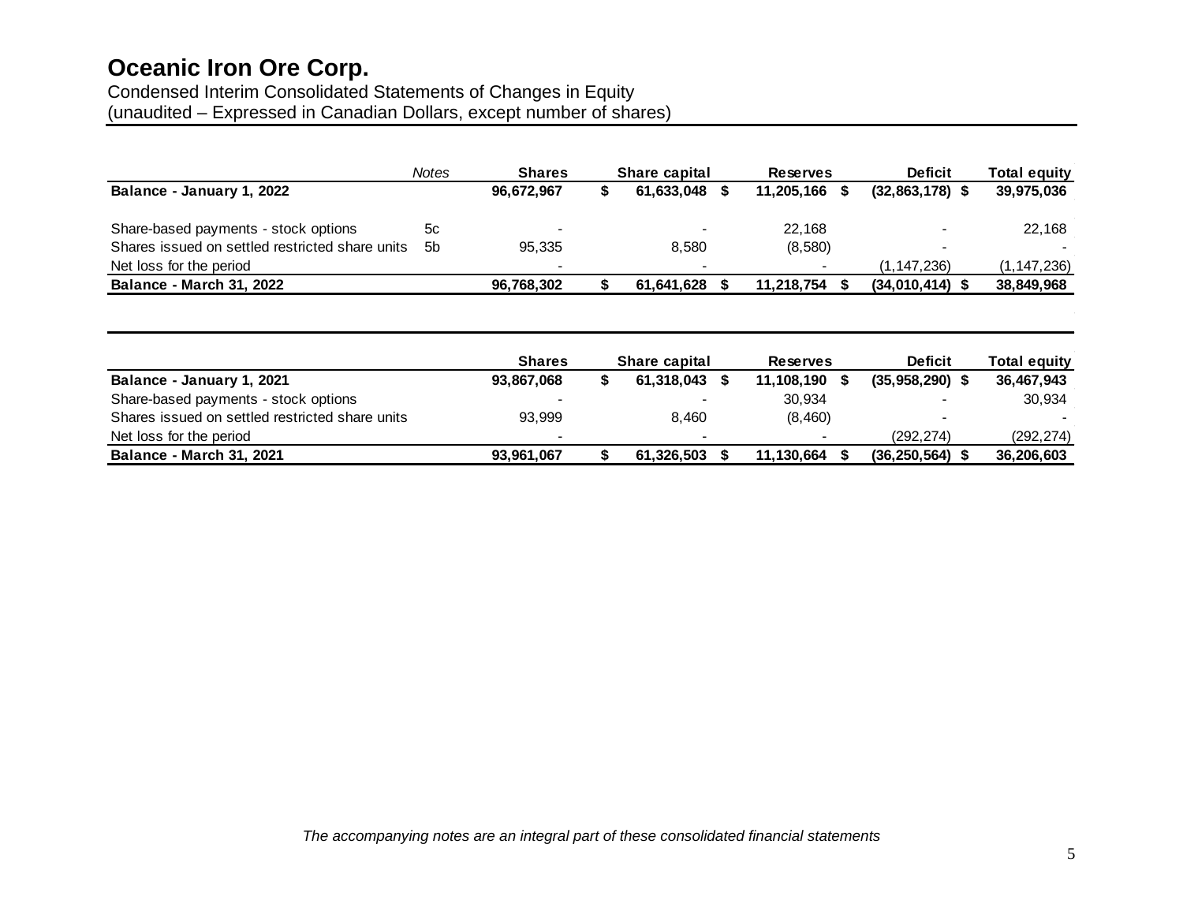# Oceanic Iron Ore Corp.

Condensed Interim Consolidated Statements of Changes in Equity
(unaudited – Expressed in Canadian Dollars, except number of shares)

| | *Notes* | **Shares** | **Share capital** | **Reserves** | **Deficit** | **Total equity** |
|---|---|---|---|---|---|---|
| **Balance - January 1, 2022** | | **96,672,967** | **$ 61,633,048** | **$ 11,205,166** | **$ (32,863,178)** | **$ 39,975,036** |
| Share-based payments - stock options | 5c | - | - | 22,168 | - | 22,168 |
| Shares issued on settled restricted share units | 5b | 95,335 | 8,580 | (8,580) | - | - |
| Net loss for the period | | - | - | - | (1,147,236) | (1,147,236) |
| **Balance - March 31, 2022** | | **96,768,302** | **$ 61,641,628** | **$ 11,218,754** | **$ (34,010,414)** | **$ 38,849,968** |

| | **Shares** | **Share capital** | **Reserves** | **Deficit** | **Total equity** |
|---|---|---|---|---|---|
| **Balance - January 1, 2021** | **93,867,068** | **$ 61,318,043** | **$ 11,108,190** | **$ (35,958,290)** | **$ 36,467,943** |
| Share-based payments - stock options | - | - | 30,934 | - | 30,934 |
| Shares issued on settled restricted share units | 93,999 | 8,460 | (8,460) | - | - |
| Net loss for the period | - | - | - | (292,274) | (292,274) |
| **Balance - March 31, 2021** | **93,961,067** | **$ 61,326,503** | **$ 11,130,664** | **$ (36,250,564)** | **$ 36,206,603** |

*The accompanying notes are an integral part of these consolidated financial statements*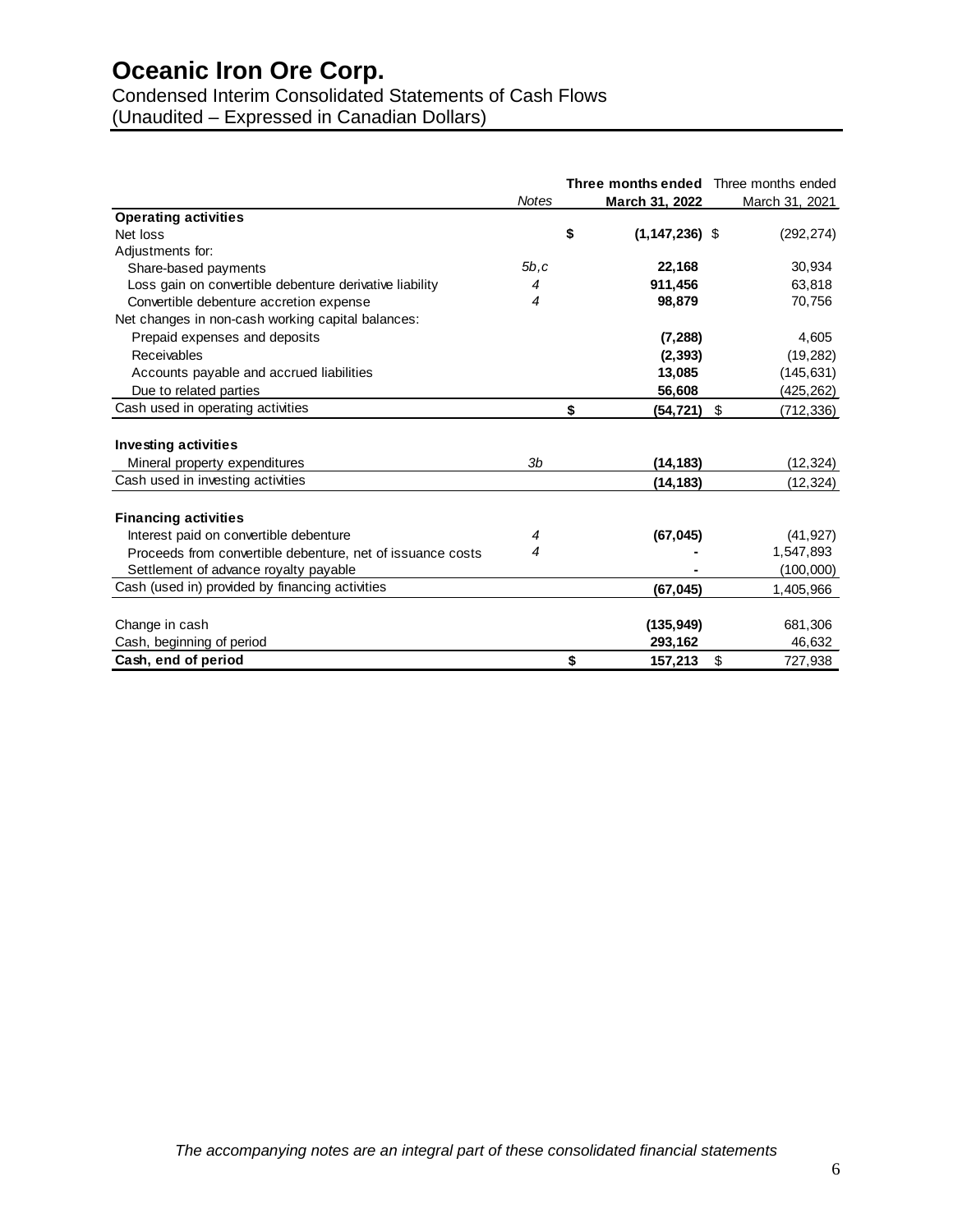# Oceanic Iron Ore Corp.

Condensed Interim Consolidated Statements of Cash Flows
(Unaudited – Expressed in Canadian Dollars)

| | *Notes* | **Three months ended March 31, 2022** | Three months ended March 31, 2021 |
|---|---|---|---|
| **Operating activities** | | | |
| Net loss | | **$ (1,147,236)** | $ (292,274) |
| Adjustments for: | | | |
| Share-based payments | *5b,c* | **22,168** | 30,934 |
| Loss gain on convertible debenture derivative liability | *4* | **911,456** | 63,818 |
| Convertible debenture accretion expense | *4* | **98,879** | 70,756 |
| Net changes in non-cash working capital balances: | | | |
| Prepaid expenses and deposits | | **(7,288)** | 4,605 |
| Receivables | | **(2,393)** | (19,282) |
| Accounts payable and accrued liabilities | | **13,085** | (145,631) |
| Due to related parties | | **56,608** | (425,262) |
| Cash used in operating activities | | **$ (54,721)** | $ (712,336) |
| | | | |
| **Investing activities** | | | |
| Mineral property expenditures | *3b* | **(14,183)** | (12,324) |
| Cash used in investing activities | | **(14,183)** | (12,324) |
| | | | |
| **Financing activities** | | | |
| Interest paid on convertible debenture | *4* | **(67,045)** | (41,927) |
| Proceeds from convertible debenture, net of issuance costs | *4* | **-** | 1,547,893 |
| Settlement of advance royalty payable | | **-** | (100,000) |
| Cash (used in) provided by financing activities | | **(67,045)** | 1,405,966 |
| | | | |
| Change in cash | | **(135,949)** | 681,306 |
| Cash, beginning of period | | **293,162** | 46,632 |
| **Cash, end of period** | | **$ 157,213** | $ 727,938 |

*The accompanying notes are an integral part of these consolidated financial statements*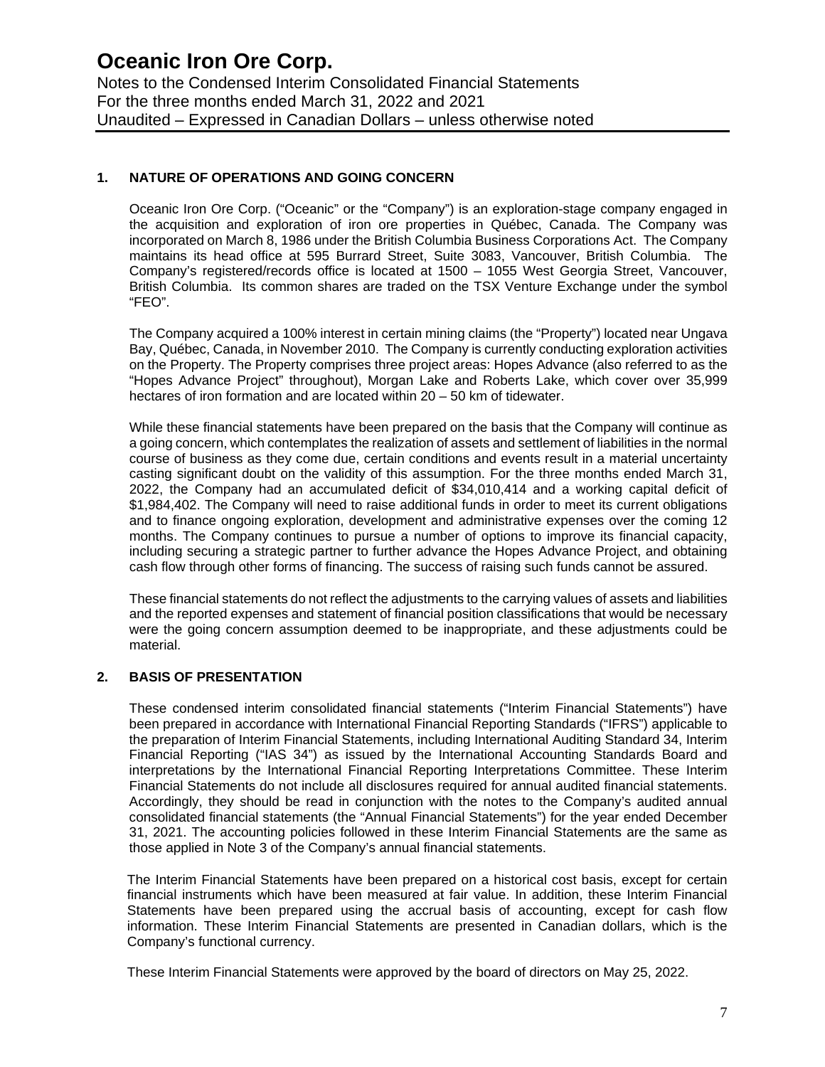# Oceanic Iron Ore Corp.

Notes to the Condensed Interim Consolidated Financial Statements
For the three months ended March 31, 2022 and 2021
Unaudited – Expressed in Canadian Dollars – unless otherwise noted

## 1. NATURE OF OPERATIONS AND GOING CONCERN

Oceanic Iron Ore Corp. ("Oceanic" or the "Company") is an exploration-stage company engaged in the acquisition and exploration of iron ore properties in Québec, Canada. The Company was incorporated on March 8, 1986 under the British Columbia Business Corporations Act. The Company maintains its head office at 595 Burrard Street, Suite 3083, Vancouver, British Columbia. The Company's registered/records office is located at 1500 – 1055 West Georgia Street, Vancouver, British Columbia. Its common shares are traded on the TSX Venture Exchange under the symbol "FEO".

The Company acquired a 100% interest in certain mining claims (the "Property") located near Ungava Bay, Québec, Canada, in November 2010. The Company is currently conducting exploration activities on the Property. The Property comprises three project areas: Hopes Advance (also referred to as the "Hopes Advance Project" throughout), Morgan Lake and Roberts Lake, which cover over 35,999 hectares of iron formation and are located within 20 – 50 km of tidewater.

While these financial statements have been prepared on the basis that the Company will continue as a going concern, which contemplates the realization of assets and settlement of liabilities in the normal course of business as they come due, certain conditions and events result in a material uncertainty casting significant doubt on the validity of this assumption. For the three months ended March 31, 2022, the Company had an accumulated deficit of $34,010,414 and a working capital deficit of $1,984,402. The Company will need to raise additional funds in order to meet its current obligations and to finance ongoing exploration, development and administrative expenses over the coming 12 months. The Company continues to pursue a number of options to improve its financial capacity, including securing a strategic partner to further advance the Hopes Advance Project, and obtaining cash flow through other forms of financing. The success of raising such funds cannot be assured.

These financial statements do not reflect the adjustments to the carrying values of assets and liabilities and the reported expenses and statement of financial position classifications that would be necessary were the going concern assumption deemed to be inappropriate, and these adjustments could be material.

## 2. BASIS OF PRESENTATION

These condensed interim consolidated financial statements ("Interim Financial Statements") have been prepared in accordance with International Financial Reporting Standards ("IFRS") applicable to the preparation of Interim Financial Statements, including International Auditing Standard 34, Interim Financial Reporting ("IAS 34") as issued by the International Accounting Standards Board and interpretations by the International Financial Reporting Interpretations Committee. These Interim Financial Statements do not include all disclosures required for annual audited financial statements. Accordingly, they should be read in conjunction with the notes to the Company's audited annual consolidated financial statements (the "Annual Financial Statements") for the year ended December 31, 2021. The accounting policies followed in these Interim Financial Statements are the same as those applied in Note 3 of the Company's annual financial statements.

The Interim Financial Statements have been prepared on a historical cost basis, except for certain financial instruments which have been measured at fair value. In addition, these Interim Financial Statements have been prepared using the accrual basis of accounting, except for cash flow information. These Interim Financial Statements are presented in Canadian dollars, which is the Company's functional currency.

These Interim Financial Statements were approved by the board of directors on May 25, 2022.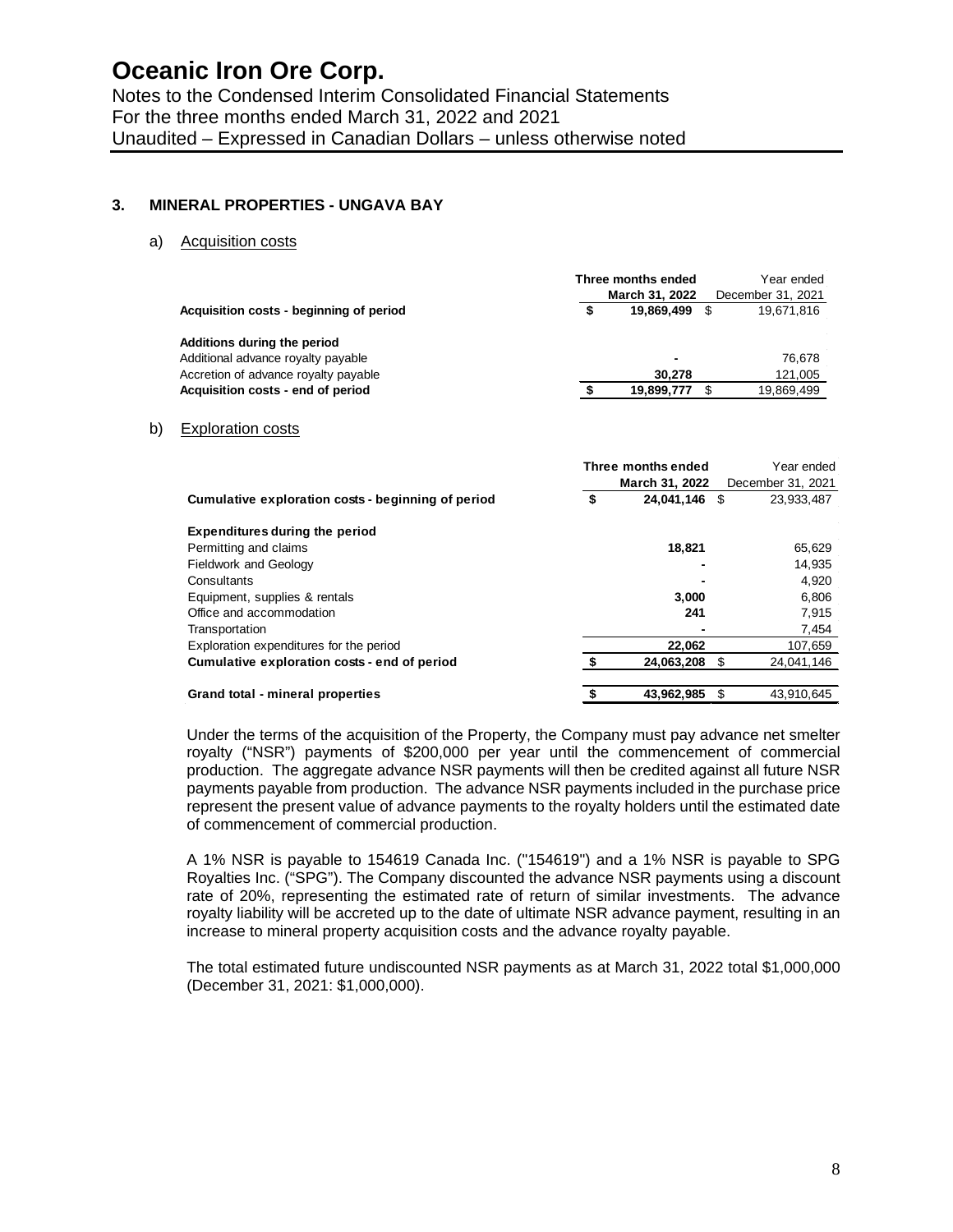# Oceanic Iron Ore Corp.

Notes to the Condensed Interim Consolidated Financial Statements
For the three months ended March 31, 2022 and 2021
Unaudited – Expressed in Canadian Dollars – unless otherwise noted

## 3. MINERAL PROPERTIES - UNGAVA BAY

### a) Acquisition costs

| | Three months ended March 31, 2022 | Year ended December 31, 2021 |
|---|---|---|
| **Acquisition costs - beginning of period** | **$ 19,869,499** | $ 19,671,816 |
| **Additions during the period** | | |
| Additional advance royalty payable | **-** | 76,678 |
| Accretion of advance royalty payable | **30,278** | 121,005 |
| **Acquisition costs - end of period** | **$ 19,899,777** | $ 19,869,499 |

### b) Exploration costs

| | Three months ended March 31, 2022 | Year ended December 31, 2021 |
|---|---|---|
| **Cumulative exploration costs - beginning of period** | **$ 24,041,146** | $ 23,933,487 |
| **Expenditures during the period** | | |
| Permitting and claims | **18,821** | 65,629 |
| Fieldwork and Geology | **-** | 14,935 |
| Consultants | **-** | 4,920 |
| Equipment, supplies & rentals | **3,000** | 6,806 |
| Office and accommodation | **241** | 7,915 |
| Transportation | **-** | 7,454 |
| Exploration expenditures for the period | **22,062** | 107,659 |
| **Cumulative exploration costs - end of period** | **$ 24,063,208** | $ 24,041,146 |
| **Grand total - mineral properties** | **$ 43,962,985** | $ 43,910,645 |

Under the terms of the acquisition of the Property, the Company must pay advance net smelter royalty ("NSR") payments of $200,000 per year until the commencement of commercial production. The aggregate advance NSR payments will then be credited against all future NSR payments payable from production. The advance NSR payments included in the purchase price represent the present value of advance payments to the royalty holders until the estimated date of commencement of commercial production.

A 1% NSR is payable to 154619 Canada Inc. ("154619") and a 1% NSR is payable to SPG Royalties Inc. ("SPG"). The Company discounted the advance NSR payments using a discount rate of 20%, representing the estimated rate of return of similar investments. The advance royalty liability will be accreted up to the date of ultimate NSR advance payment, resulting in an increase to mineral property acquisition costs and the advance royalty payable.

The total estimated future undiscounted NSR payments as at March 31, 2022 total $1,000,000 (December 31, 2021: $1,000,000).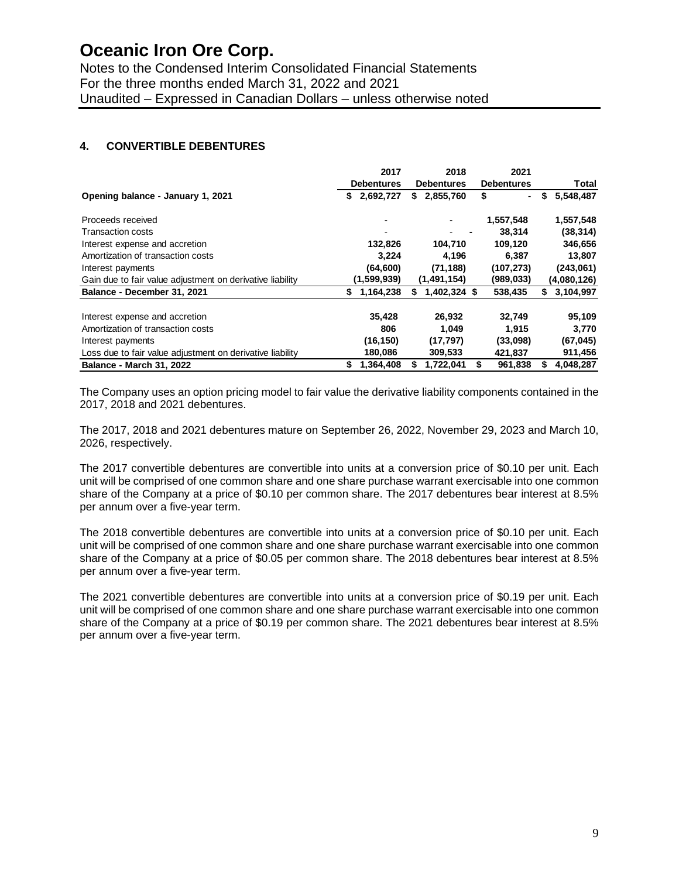# Oceanic Iron Ore Corp.

Notes to the Condensed Interim Consolidated Financial Statements
For the three months ended March 31, 2022 and 2021
Unaudited – Expressed in Canadian Dollars – unless otherwise noted

## 4. CONVERTIBLE DEBENTURES

| | 2017 Debentures | 2018 Debentures | 2021 Debentures | Total |
|---|---|---|---|---|
| **Opening balance - January 1, 2021** | **$ 2,692,727** | **$ 2,855,760** | **$ -** | **$ 5,548,487** |
| Proceeds received | - | - | **1,557,548** | **1,557,548** |
| Transaction costs | - | - | **38,314** | **(38,314)** |
| Interest expense and accretion | **132,826** | **104,710** | **109,120** | **346,656** |
| Amortization of transaction costs | **3,224** | **4,196** | **6,387** | **13,807** |
| Interest payments | **(64,600)** | **(71,188)** | **(107,273)** | **(243,061)** |
| Gain due to fair value adjustment on derivative liability | **(1,599,939)** | **(1,491,154)** | **(989,033)** | **(4,080,126)** |
| **Balance - December 31, 2021** | **$ 1,164,238** | **$ 1,402,324** | **$ 538,435** | **$ 3,104,997** |
| Interest expense and accretion | **35,428** | **26,932** | **32,749** | **95,109** |
| Amortization of transaction costs | **806** | **1,049** | **1,915** | **3,770** |
| Interest payments | **(16,150)** | **(17,797)** | **(33,098)** | **(67,045)** |
| Loss due to fair value adjustment on derivative liability | **180,086** | **309,533** | **421,837** | **911,456** |
| **Balance - March 31, 2022** | **$ 1,364,408** | **$ 1,722,041** | **$ 961,838** | **$ 4,048,287** |

The Company uses an option pricing model to fair value the derivative liability components contained in the 2017, 2018 and 2021 debentures.

The 2017, 2018 and 2021 debentures mature on September 26, 2022, November 29, 2023 and March 10, 2026, respectively.

The 2017 convertible debentures are convertible into units at a conversion price of $0.10 per unit. Each unit will be comprised of one common share and one share purchase warrant exercisable into one common share of the Company at a price of $0.10 per common share. The 2017 debentures bear interest at 8.5% per annum over a five-year term.

The 2018 convertible debentures are convertible into units at a conversion price of $0.10 per unit. Each unit will be comprised of one common share and one share purchase warrant exercisable into one common share of the Company at a price of $0.05 per common share. The 2018 debentures bear interest at 8.5% per annum over a five-year term.

The 2021 convertible debentures are convertible into units at a conversion price of $0.19 per unit. Each unit will be comprised of one common share and one share purchase warrant exercisable into one common share of the Company at a price of $0.19 per common share. The 2021 debentures bear interest at 8.5% per annum over a five-year term.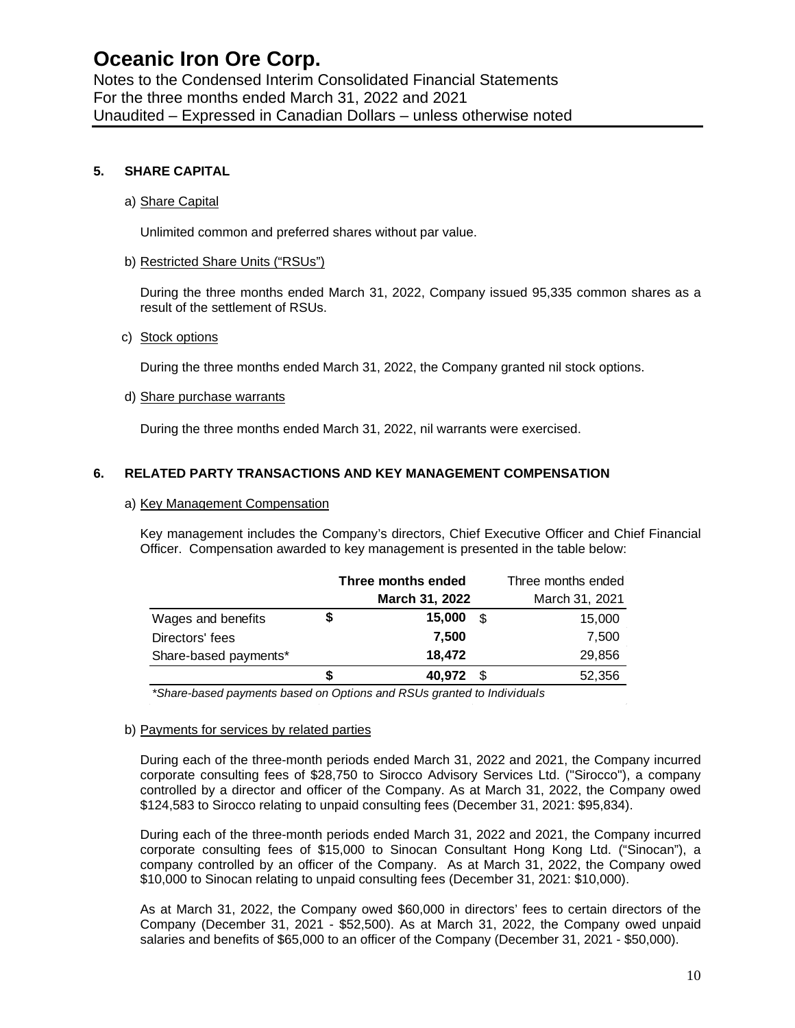# Oceanic Iron Ore Corp.

Notes to the Condensed Interim Consolidated Financial Statements
For the three months ended March 31, 2022 and 2021
Unaudited – Expressed in Canadian Dollars – unless otherwise noted

## 5. SHARE CAPITAL

a) Share Capital

Unlimited common and preferred shares without par value.

b) Restricted Share Units ("RSUs")

During the three months ended March 31, 2022, Company issued 95,335 common shares as a result of the settlement of RSUs.

c) Stock options

During the three months ended March 31, 2022, the Company granted nil stock options.

d) Share purchase warrants

During the three months ended March 31, 2022, nil warrants were exercised.

## 6. RELATED PARTY TRANSACTIONS AND KEY MANAGEMENT COMPENSATION

a) Key Management Compensation

Key management includes the Company's directors, Chief Executive Officer and Chief Financial Officer. Compensation awarded to key management is presented in the table below:

| | **Three months ended March 31, 2022** | Three months ended March 31, 2021 |
|---|---|---|
| Wages and benefits | **$ 15,000** | $ 15,000 |
| Directors' fees | **7,500** | 7,500 |
| Share-based payments* | **18,472** | 29,856 |
| | **$ 40,972** | $ 52,356 |

*\*Share-based payments based on Options and RSUs granted to Individuals*

b) Payments for services by related parties

During each of the three-month periods ended March 31, 2022 and 2021, the Company incurred corporate consulting fees of $28,750 to Sirocco Advisory Services Ltd. ("Sirocco"), a company controlled by a director and officer of the Company. As at March 31, 2022, the Company owed $124,583 to Sirocco relating to unpaid consulting fees (December 31, 2021: $95,834).

During each of the three-month periods ended March 31, 2022 and 2021, the Company incurred corporate consulting fees of $15,000 to Sinocan Consultant Hong Kong Ltd. ("Sinocan"), a company controlled by an officer of the Company. As at March 31, 2022, the Company owed $10,000 to Sinocan relating to unpaid consulting fees (December 31, 2021: $10,000).

As at March 31, 2022, the Company owed $60,000 in directors' fees to certain directors of the Company (December 31, 2021 - $52,500). As at March 31, 2022, the Company owed unpaid salaries and benefits of $65,000 to an officer of the Company (December 31, 2021 - $50,000).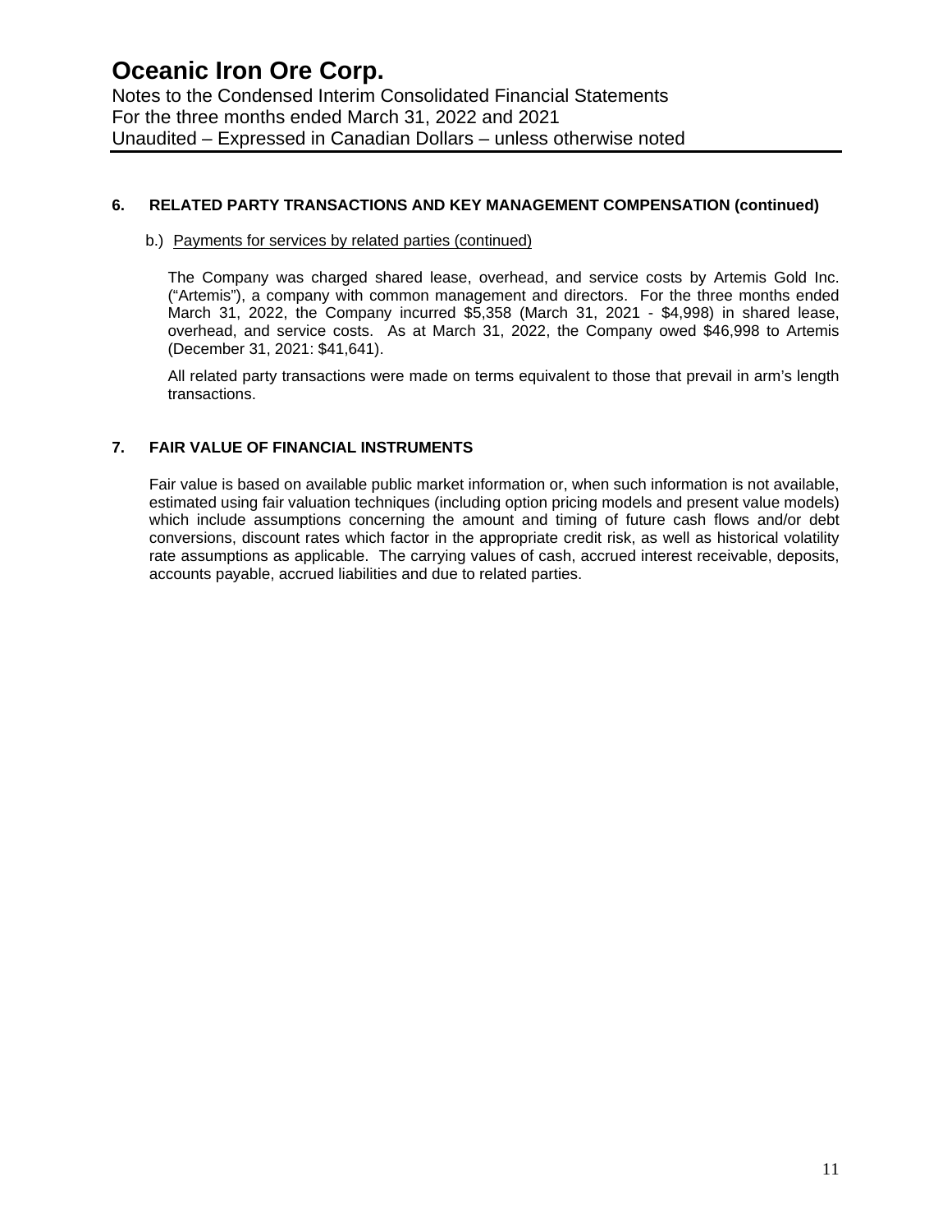## 6. RELATED PARTY TRANSACTIONS AND KEY MANAGEMENT COMPENSATION (continued)

b.) Payments for services by related parties (continued)

The Company was charged shared lease, overhead, and service costs by Artemis Gold Inc. ("Artemis"), a company with common management and directors. For the three months ended March 31, 2022, the Company incurred $5,358 (March 31, 2021 - $4,998) in shared lease, overhead, and service costs. As at March 31, 2022, the Company owed $46,998 to Artemis (December 31, 2021: $41,641).

All related party transactions were made on terms equivalent to those that prevail in arm's length transactions.

## 7. FAIR VALUE OF FINANCIAL INSTRUMENTS

Fair value is based on available public market information or, when such information is not available, estimated using fair valuation techniques (including option pricing models and present value models) which include assumptions concerning the amount and timing of future cash flows and/or debt conversions, discount rates which factor in the appropriate credit risk, as well as historical volatility rate assumptions as applicable. The carrying values of cash, accrued interest receivable, deposits, accounts payable, accrued liabilities and due to related parties.